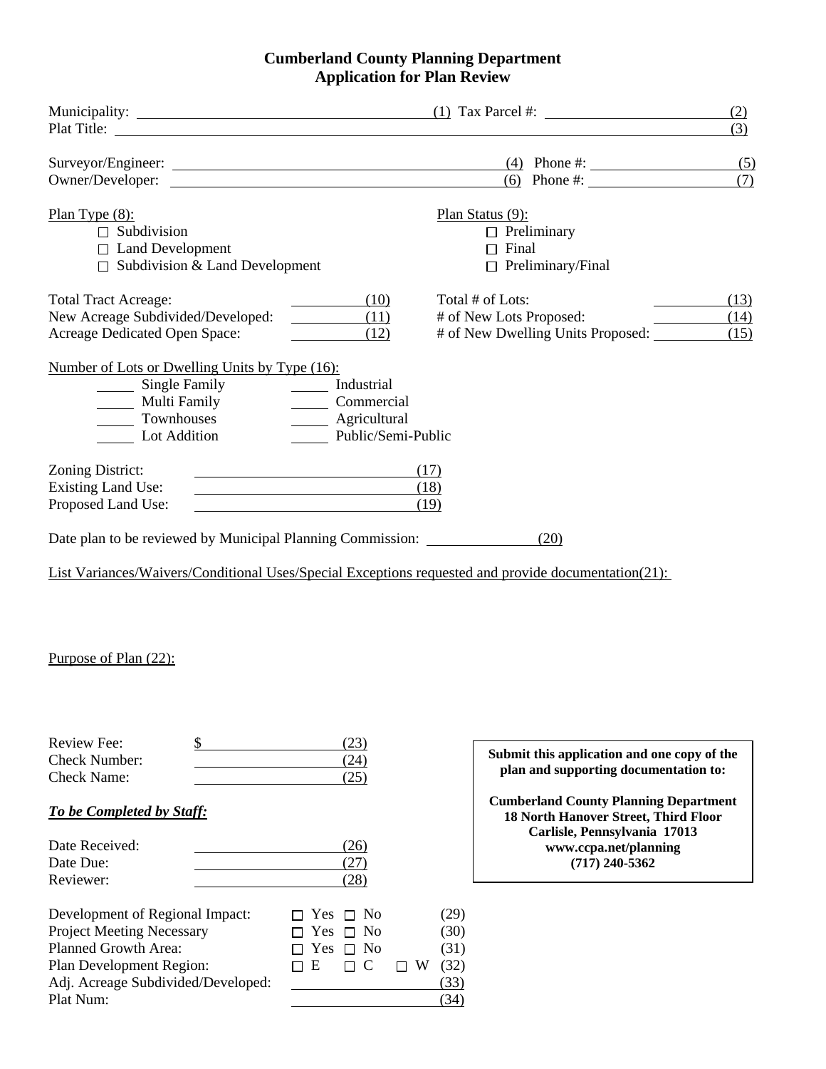# Cumberland County Planning Department
## Application for Plan Review

Municipality: ______________________________ (1) Tax Parcel #: ____________________ (2)

Plat Title: ______________________________________________________________ (3)

Surveyor/Engineer: ______________________________ (4) Phone #: ____________________ (5)

Owner/Developer: ______________________________ (6) Phone #: ____________________ (7)

Plan Type (8):

- ☐ Subdivision
- ☐ Land Development
- ☐ Subdivision & Land Development

Plan Status (9):

- ☐ Preliminary
- ☐ Final
- ☐ Preliminary/Final

Total Tract Acreage: __________ (10)

New Acreage Subdivided/Developed: __________ (11)

Acreage Dedicated Open Space: __________ (12)

Total # of Lots: __________ (13)

# of New Lots Proposed: __________ (14)

# of New Dwelling Units Proposed: __________ (15)

Number of Lots or Dwelling Units by Type (16):

- _____ Single Family
- _____ Multi Family
- _____ Townhouses
- _____ Lot Addition
- _____ Industrial
- _____ Commercial
- _____ Agricultural
- _____ Public/Semi-Public

Zoning District: ______________________________ (17)

Existing Land Use: ______________________________ (18)

Proposed Land Use: ______________________________ (19)

Date plan to be reviewed by Municipal Planning Commission: ______________ (20)

List Variances/Waivers/Conditional Uses/Special Exceptions requested and provide documentation(21):

Purpose of Plan (22):

Review Fee: $ ____________________ (23)

Check Number: ____________________ (24)

Check Name: ____________________ (25)

***To be Completed by Staff:***

Date Received: ____________________ (26)

Date Due: ____________________ (27)

Reviewer: ____________________ (28)

Development of Regional Impact: ☐ Yes ☐ No (29)

Project Meeting Necessary ☐ Yes ☐ No (30)

Planned Growth Area: ☐ Yes ☐ No (31)

Plan Development Region: ☐ E ☐ C ☐ W (32)

Adj. Acreage Subdivided/Developed: ____________________ (33)

Plat Num: ____________________ (34)

**Submit this application and one copy of the plan and supporting documentation to:**

**Cumberland County Planning Department**
**18 North Hanover Street, Third Floor**
**Carlisle, Pennsylvania 17013**
**www.ccpa.net/planning**
**(717) 240-5362**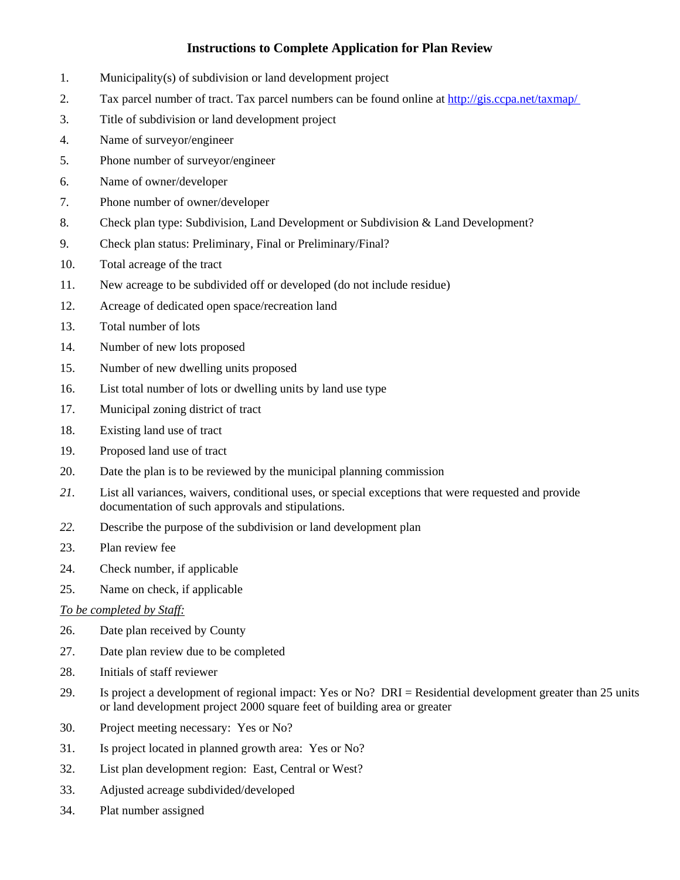# Instructions to Complete Application for Plan Review

1. Municipality(s) of subdivision or land development project
2. Tax parcel number of tract. Tax parcel numbers can be found online at http://gis.ccpa.net/taxmap/
3. Title of subdivision or land development project
4. Name of surveyor/engineer
5. Phone number of surveyor/engineer
6. Name of owner/developer
7. Phone number of owner/developer
8. Check plan type: Subdivision, Land Development or Subdivision & Land Development?
9. Check plan status: Preliminary, Final or Preliminary/Final?
10. Total acreage of the tract
11. New acreage to be subdivided off or developed (do not include residue)
12. Acreage of dedicated open space/recreation land
13. Total number of lots
14. Number of new lots proposed
15. Number of new dwelling units proposed
16. List total number of lots or dwelling units by land use type
17. Municipal zoning district of tract
18. Existing land use of tract
19. Proposed land use of tract
20. Date the plan is to be reviewed by the municipal planning commission
21. List all variances, waivers, conditional uses, or special exceptions that were requested and provide documentation of such approvals and stipulations.
22. Describe the purpose of the subdivision or land development plan
23. Plan review fee
24. Check number, if applicable
25. Name on check, if applicable

*To be completed by Staff:*

26. Date plan received by County
27. Date plan review due to be completed
28. Initials of staff reviewer
29. Is project a development of regional impact: Yes or No? DRI = Residential development greater than 25 units or land development project 2000 square feet of building area or greater
30. Project meeting necessary: Yes or No?
31. Is project located in planned growth area: Yes or No?
32. List plan development region: East, Central or West?
33. Adjusted acreage subdivided/developed
34. Plat number assigned